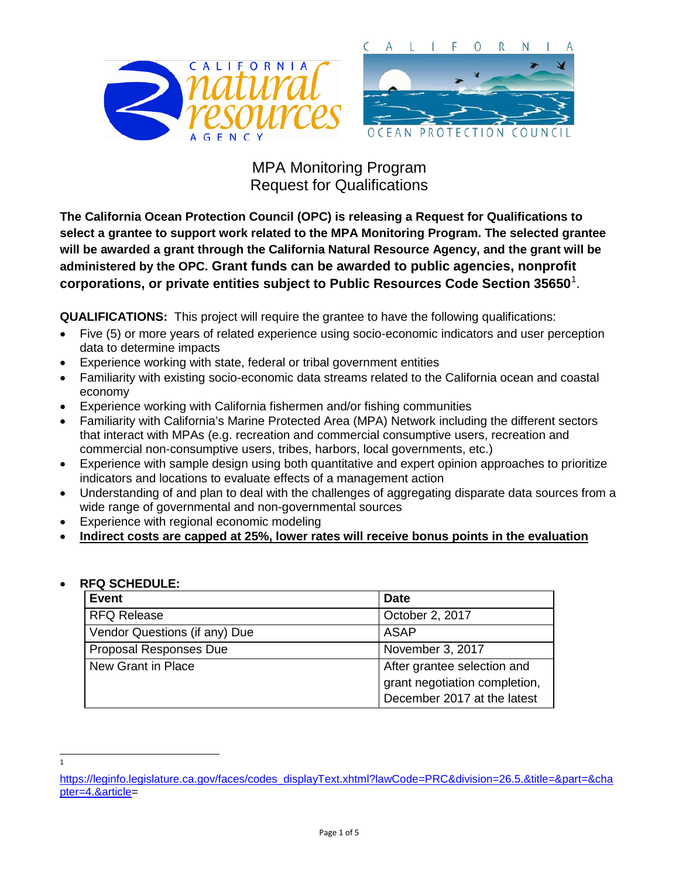# MPA Monitoring Program
# Request for Qualifications

**The California Ocean Protection Council (OPC) is releasing a Request for Qualifications to select a grantee to support work related to the MPA Monitoring Program. The selected grantee will be awarded a grant through the California Natural Resource Agency, and the grant will be administered by the OPC. Grant funds can be awarded to public agencies, nonprofit corporations, or private entities subject to Public Resources Code Section 35650**[1].

**QUALIFICATIONS:** This project will require the grantee to have the following qualifications:

- Five (5) or more years of related experience using socio-economic indicators and user perception data to determine impacts
- Experience working with state, federal or tribal government entities
- Familiarity with existing socio-economic data streams related to the California ocean and coastal economy
- Experience working with California fishermen and/or fishing communities
- Familiarity with California's Marine Protected Area (MPA) Network including the different sectors that interact with MPAs (e.g. recreation and commercial consumptive users, recreation and commercial non-consumptive users, tribes, harbors, local governments, etc.)
- Experience with sample design using both quantitative and expert opinion approaches to prioritize indicators and locations to evaluate effects of a management action
- Understanding of and plan to deal with the challenges of aggregating disparate data sources from a wide range of governmental and non-governmental sources
- Experience with regional economic modeling
- **Indicates costs are capped at 25%, lower rates will receive bonus points in the evaluation**

- **RFQ SCHEDULE:**

| Event | Date |
| --- | --- |
| RFQ Release | October 2, 2017 |
| Vendor Questions (if any) Due | ASAP |
| Proposal Responses Due | November 3, 2017 |
| New Grant in Place | After grantee selection and grant negotiation completion, December 2017 at the latest |

[1] https://leginfo.legislature.ca.gov/faces/codes_displayText.xhtml?lawCode=PRC&division=26.5.&title=&part=&chapter=4.&article=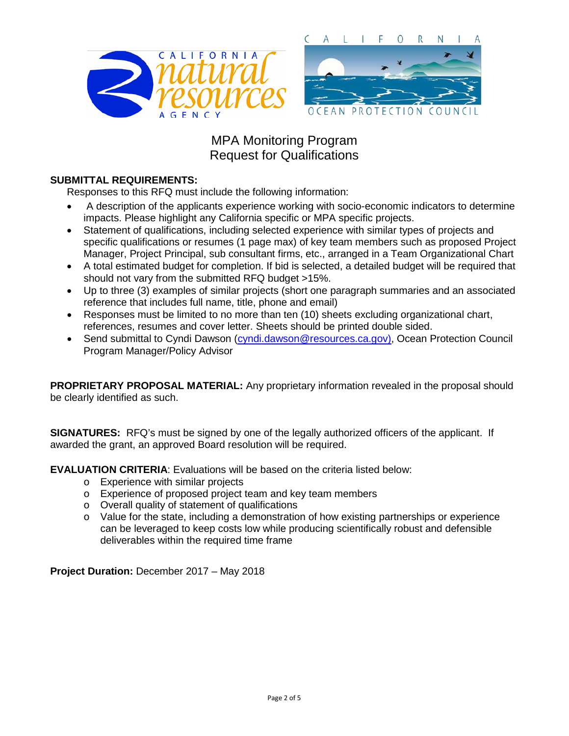# MPA Monitoring Program
# Request for Qualifications

**SUBMITTAL REQUIREMENTS:**

Responses to this RFQ must include the following information:

- A description of the applicants experience working with socio-economic indicators to determine impacts. Please highlight any California specific or MPA specific projects.
- Statement of qualifications, including selected experience with similar types of projects and specific qualifications or resumes (1 page max) of key team members such as proposed Project Manager, Project Principal, sub consultant firms, etc., arranged in a Team Organizational Chart
- A total estimated budget for completion. If bid is selected, a detailed budget will be required that should not vary from the submitted RFQ budget >15%.
- Up to three (3) examples of similar projects (short one paragraph summaries and an associated reference that includes full name, title, phone and email)
- Responses must be limited to no more than ten (10) sheets excluding organizational chart, references, resumes and cover letter. Sheets should be printed double sided.
- Send submittal to Cyndi Dawson (cyndi.dawson@resources.ca.gov), Ocean Protection Council Program Manager/Policy Advisor

**PROPRIETARY PROPOSAL MATERIAL:** Any proprietary information revealed in the proposal should be clearly identified as such.

**SIGNATURES:** RFQ's must be signed by one of the legally authorized officers of the applicant. If awarded the grant, an approved Board resolution will be required.

**EVALUATION CRITERIA**: Evaluations will be based on the criteria listed below:

- Experience with similar projects
- Experience of proposed project team and key team members
- Overall quality of statement of qualifications
- Value for the state, including a demonstration of how existing partnerships or experience can be leveraged to keep costs low while producing scientifically robust and defensible deliverables within the required time frame

**Project Duration:** December 2017 – May 2018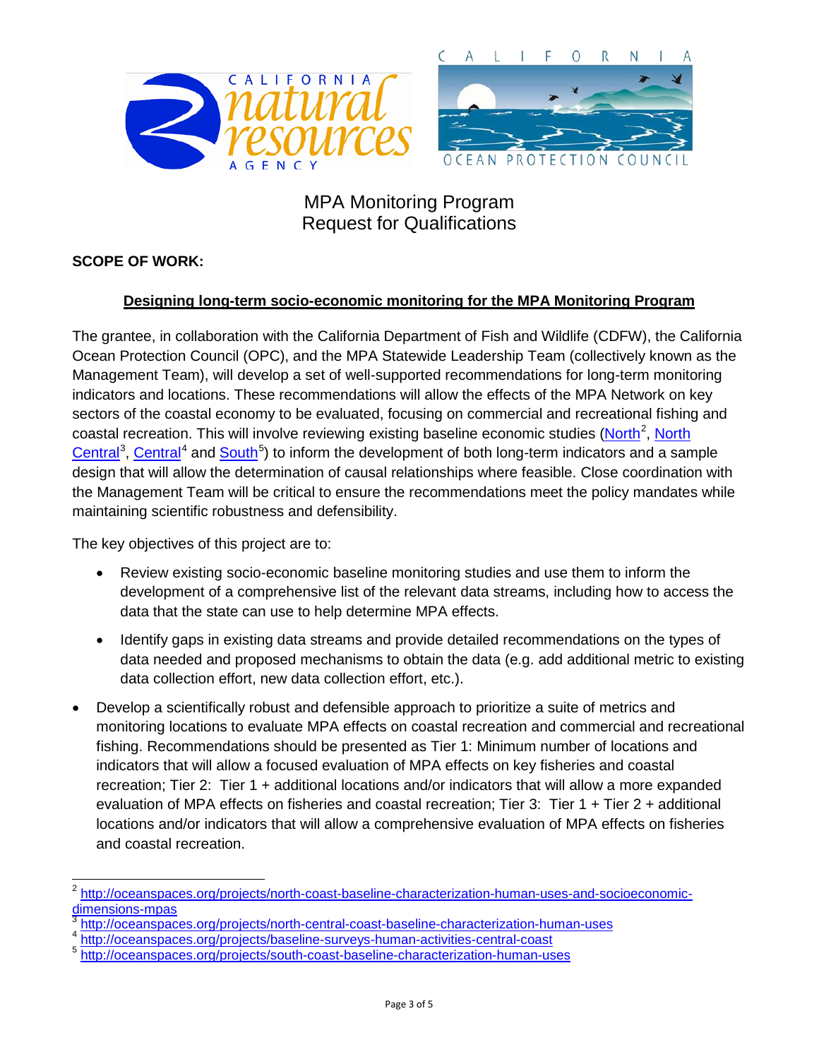# MPA Monitoring Program
# Request for Qualifications

**SCOPE OF WORK:**

**Designing long-term socio-economic monitoring for the MPA Monitoring Program**

The grantee, in collaboration with the California Department of Fish and Wildlife (CDFW), the California Ocean Protection Council (OPC), and the MPA Statewide Leadership Team (collectively known as the Management Team), will develop a set of well-supported recommendations for long-term monitoring indicators and locations. These recommendations will allow the effects of the MPA Network on key sectors of the coastal economy to be evaluated, focusing on commercial and recreational fishing and coastal recreation. This will involve reviewing existing baseline economic studies (North[2], North Central[3], Central[4] and South[5]) to inform the development of both long-term indicators and a sample design that will allow the determination of causal relationships where feasible. Close coordination with the Management Team will be critical to ensure the recommendations meet the policy mandates while maintaining scientific robustness and defensibility.

The key objectives of this project are to:

- Review existing socio-economic baseline monitoring studies and use them to inform the development of a comprehensive list of the relevant data streams, including how to access the data that the state can use to help determine MPA effects.
- Identify gaps in existing data streams and provide detailed recommendations on the types of data needed and proposed mechanisms to obtain the data (e.g. add additional metric to existing data collection effort, new data collection effort, etc.).

- Develop a scientifically robust and defensible approach to prioritize a suite of metrics and monitoring locations to evaluate MPA effects on coastal recreation and commercial and recreational fishing. Recommendations should be presented as Tier 1: Minimum number of locations and indicators that will allow a focused evaluation of MPA effects on key fisheries and coastal recreation; Tier 2: Tier 1 + additional locations and/or indicators that will allow a more expanded evaluation of MPA effects on fisheries and coastal recreation; Tier 3: Tier 1 + Tier 2 + additional locations and/or indicators that will allow a comprehensive evaluation of MPA effects on fisheries and coastal recreation.

---

[2] http://oceanspaces.org/projects/north-coast-baseline-characterization-human-uses-and-socioeconomic-dimensions-mpas
[3] http://oceanspaces.org/projects/north-central-coast-baseline-characterization-human-uses
[4] http://oceanspaces.org/projects/baseline-surveys-human-activities-central-coast
[5] http://oceanspaces.org/projects/south-coast-baseline-characterization-human-uses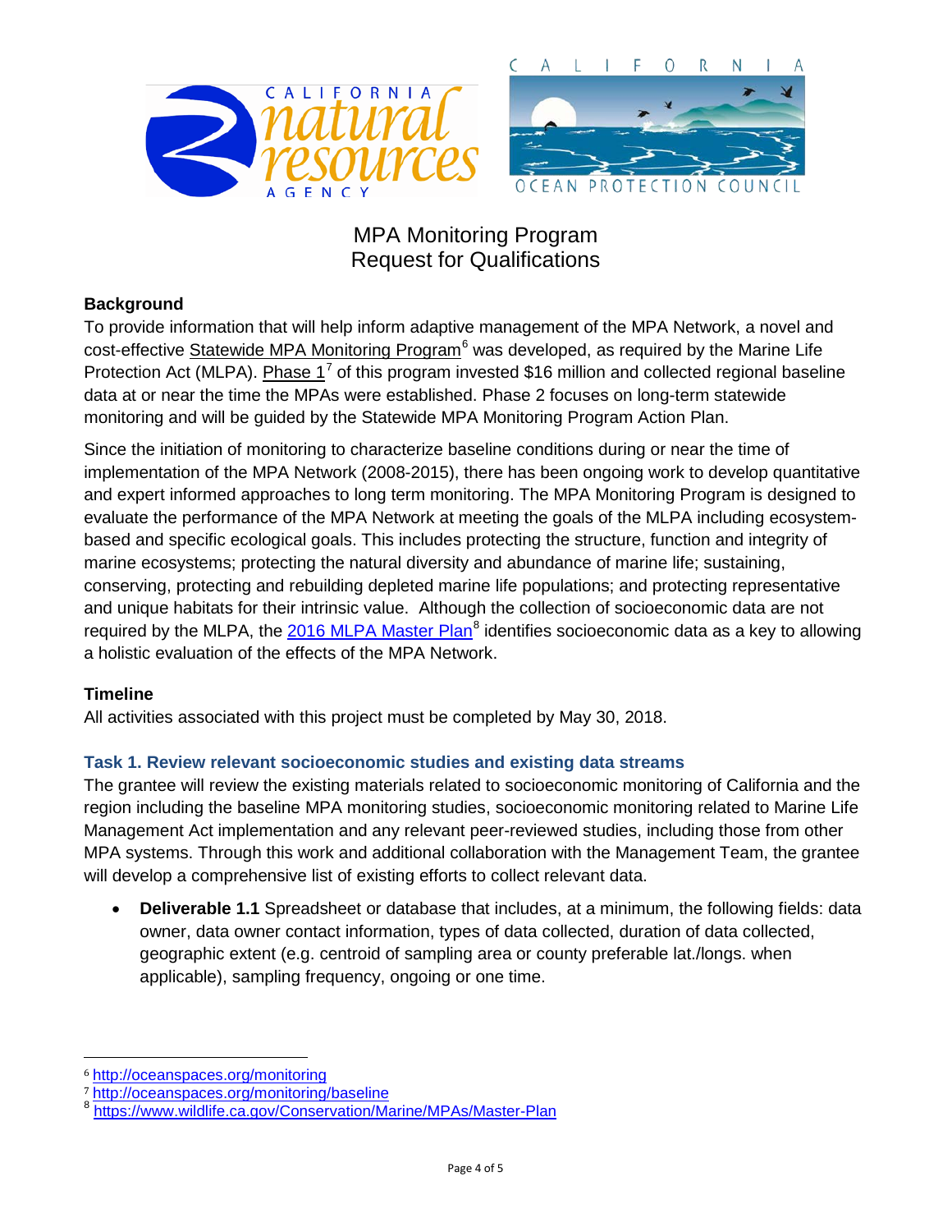# MPA Monitoring Program
# Request for Qualifications

**Background**

To provide information that will help inform adaptive management of the MPA Network, a novel and cost-effective Statewide MPA Monitoring Program[6] was developed, as required by the Marine Life Protection Act (MLPA). Phase 1[7] of this program invested $16 million and collected regional baseline data at or near the time the MPAs were established. Phase 2 focuses on long-term statewide monitoring and will be guided by the Statewide MPA Monitoring Program Action Plan.

Since the initiation of monitoring to characterize baseline conditions during or near the time of implementation of the MPA Network (2008-2015), there has been ongoing work to develop quantitative and expert informed approaches to long term monitoring. The MPA Monitoring Program is designed to evaluate the performance of the MPA Network at meeting the goals of the MLPA including ecosystem-based and specific ecological goals. This includes protecting the structure, function and integrity of marine ecosystems; protecting the natural diversity and abundance of marine life; sustaining, conserving, protecting and rebuilding depleted marine life populations; and protecting representative and unique habitats for their intrinsic value. Although the collection of socioeconomic data are not required by the MLPA, the 2016 MLPA Master Plan[8] identifies socioeconomic data as a key to allowing a holistic evaluation of the effects of the MPA Network.

**Timeline**

All activities associated with this project must be completed by May 30, 2018.

### Task 1. Review relevant socioeconomic studies and existing data streams

The grantee will review the existing materials related to socioeconomic monitoring of California and the region including the baseline MPA monitoring studies, socioeconomic monitoring related to Marine Life Management Act implementation and any relevant peer-reviewed studies, including those from other MPA systems. Through this work and additional collaboration with the Management Team, the grantee will develop a comprehensive list of existing efforts to collect relevant data.

- **Deliverable 1.1** Spreadsheet or database that includes, at a minimum, the following fields: data owner, data owner contact information, types of data collected, duration of data collected, geographic extent (e.g. centroid of sampling area or county preferable lat./longs. when applicable), sampling frequency, ongoing or one time.

---

[6] http://oceanspaces.org/monitoring
[7] http://oceanspaces.org/monitoring/baseline
[8] https://www.wildlife.ca.gov/Conservation/Marine/MPAs/Master-Plan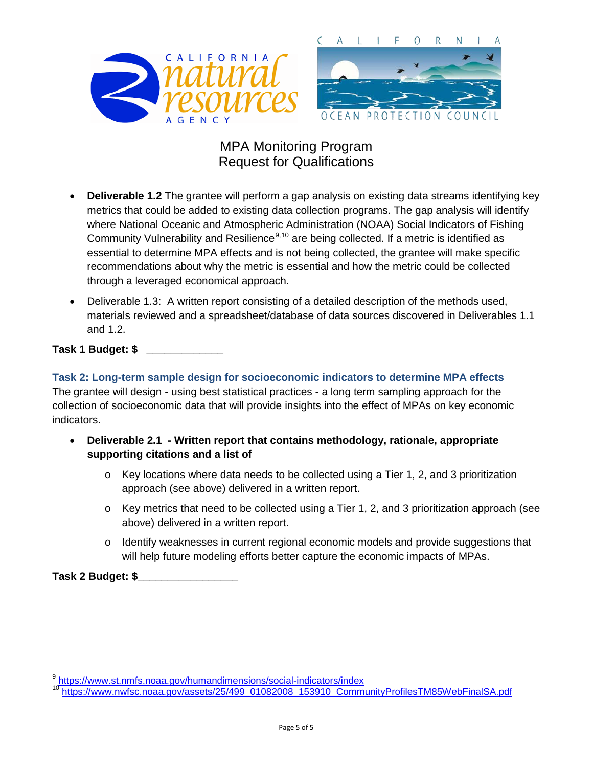- **Deliverable 1.2** The grantee will perform a gap analysis on existing data streams identifying key metrics that could be added to existing data collection programs. The gap analysis will identify where National Oceanic and Atmospheric Administration (NOAA) Social Indicators of Fishing Community Vulnerability and Resilience[9,10] are being collected. If a metric is identified as essential to determine MPA effects and is not being collected, the grantee will make specific recommendations about why the metric is essential and how the metric could be collected through a leveraged economical approach.
- Deliverable 1.3: A written report consisting of a detailed description of the methods used, materials reviewed and a spreadsheet/database of data sources discovered in Deliverables 1.1 and 1.2.

**Task 1 Budget: $ ____________**

### Task 2: Long-term sample design for socioeconomic indicators to determine MPA effects

The grantee will design - using best statistical practices - a long term sampling approach for the collection of socioeconomic data that will provide insights into the effect of MPAs on key economic indicators.

- **Deliverable 2.1 - Written report that contains methodology, rationale, appropriate supporting citations and a list of**
  - Key locations where data needs to be collected using a Tier 1, 2, and 3 prioritization approach (see above) delivered in a written report.
  - Key metrics that need to be collected using a Tier 1, 2, and 3 prioritization approach (see above) delivered in a written report.
  - Identify weaknesses in current regional economic models and provide suggestions that will help future modeling efforts better capture the economic impacts of MPAs.

**Task 2 Budget: $________________**

---

[9] https://www.st.nmfs.noaa.gov/humandimensions/social-indicators/index

[10] https://www.nwfsc.noaa.gov/assets/25/499_01082008_153910_CommunityProfilesTM85WebFinalSA.pdf